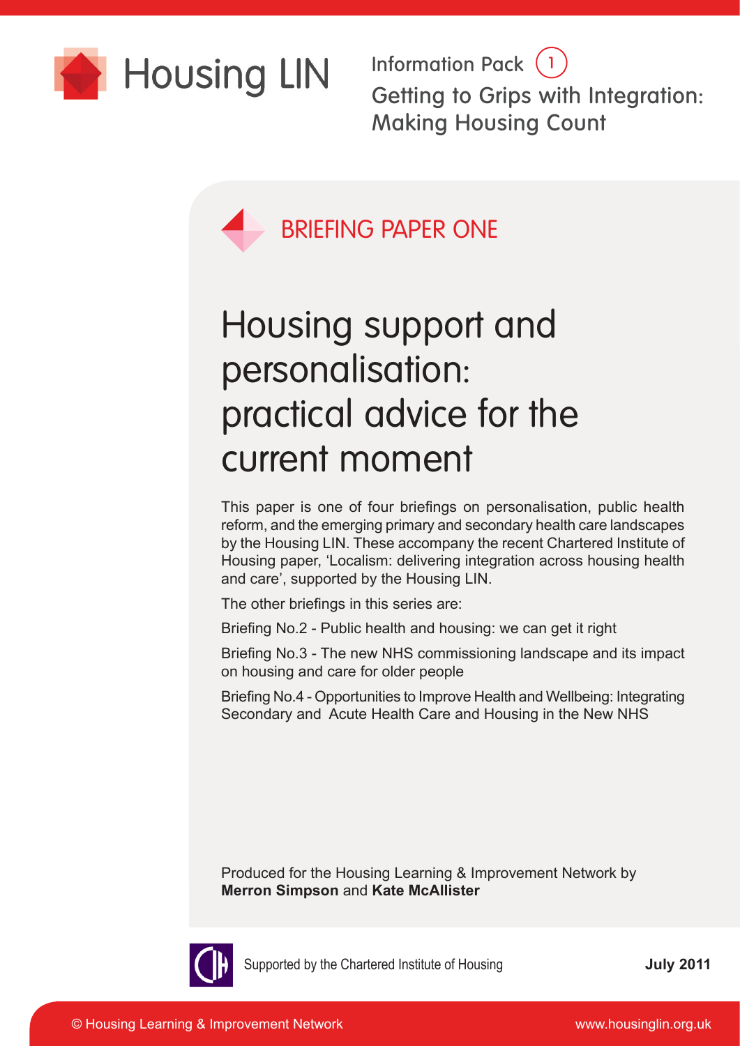Housing LIN

Information Pack 1

Getting to Grips with Integration: Making Housing Count

## BRIEFING PAPER ONE

# Housing support and personalisation: practical advice for the current moment

This paper is one of four briefings on personalisation, public health reform, and the emerging primary and secondary health care landscapes by the Housing LIN. These accompany the recent Chartered Institute of Housing paper, 'Localism: delivering integration across housing health and care', supported by the Housing LIN.

The other briefings in this series are:

Briefing No.2 - Public health and housing: we can get it right

Briefing No.3 - The new NHS commissioning landscape and its impact on housing and care for older people

Briefing No.4 - Opportunities to Improve Health and Wellbeing: Integrating Secondary and Acute Health Care and Housing in the New NHS

Produced for the Housing Learning & Improvement Network by **Merron Simpson** and **Kate McAllister**

Supported by the Chartered Institute of Housing

**July 2011**

© Housing Learning & Improvement Network

www.housinglin.org.uk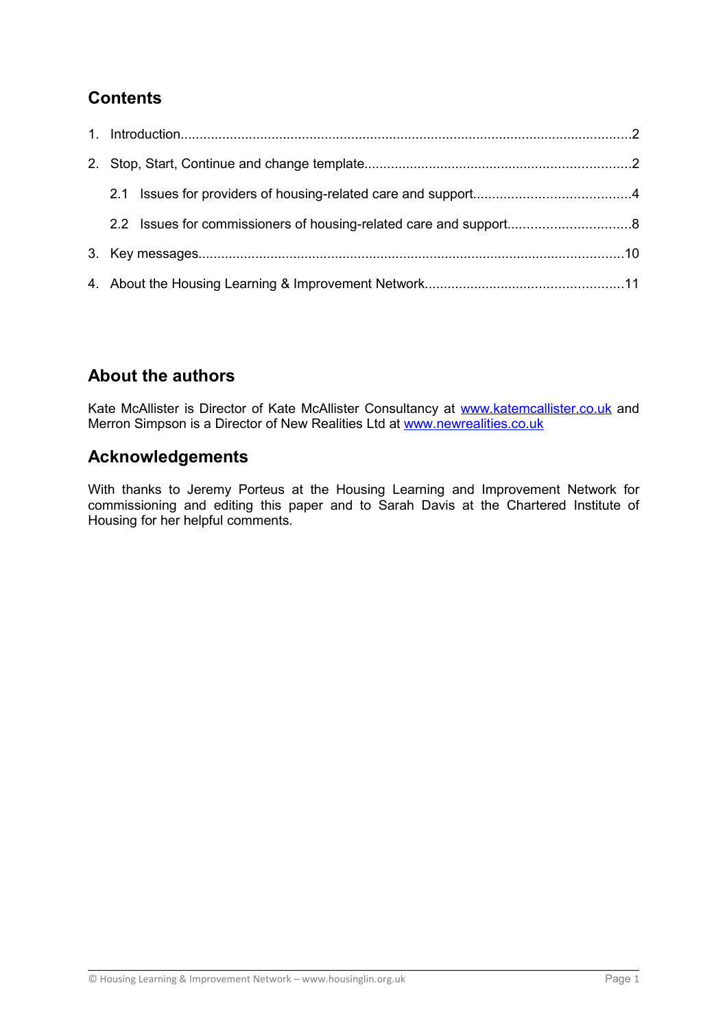## Contents

1. Introduction......2
2. Stop, Start, Continue and change template......2
   - 2.1 Issues for providers of housing-related care and support......4
   - 2.2 Issues for commissioners of housing-related care and support......8
3. Key messages......10
4. About the Housing Learning & Improvement Network......11

## About the authors

Kate McAllister is Director of Kate McAllister Consultancy at www.katemcallister.co.uk and Merron Simpson is a Director of New Realities Ltd at www.newrealities.co.uk

## Acknowledgements

With thanks to Jeremy Porteus at the Housing Learning and Improvement Network for commissioning and editing this paper and to Sarah Davis at the Chartered Institute of Housing for her helpful comments.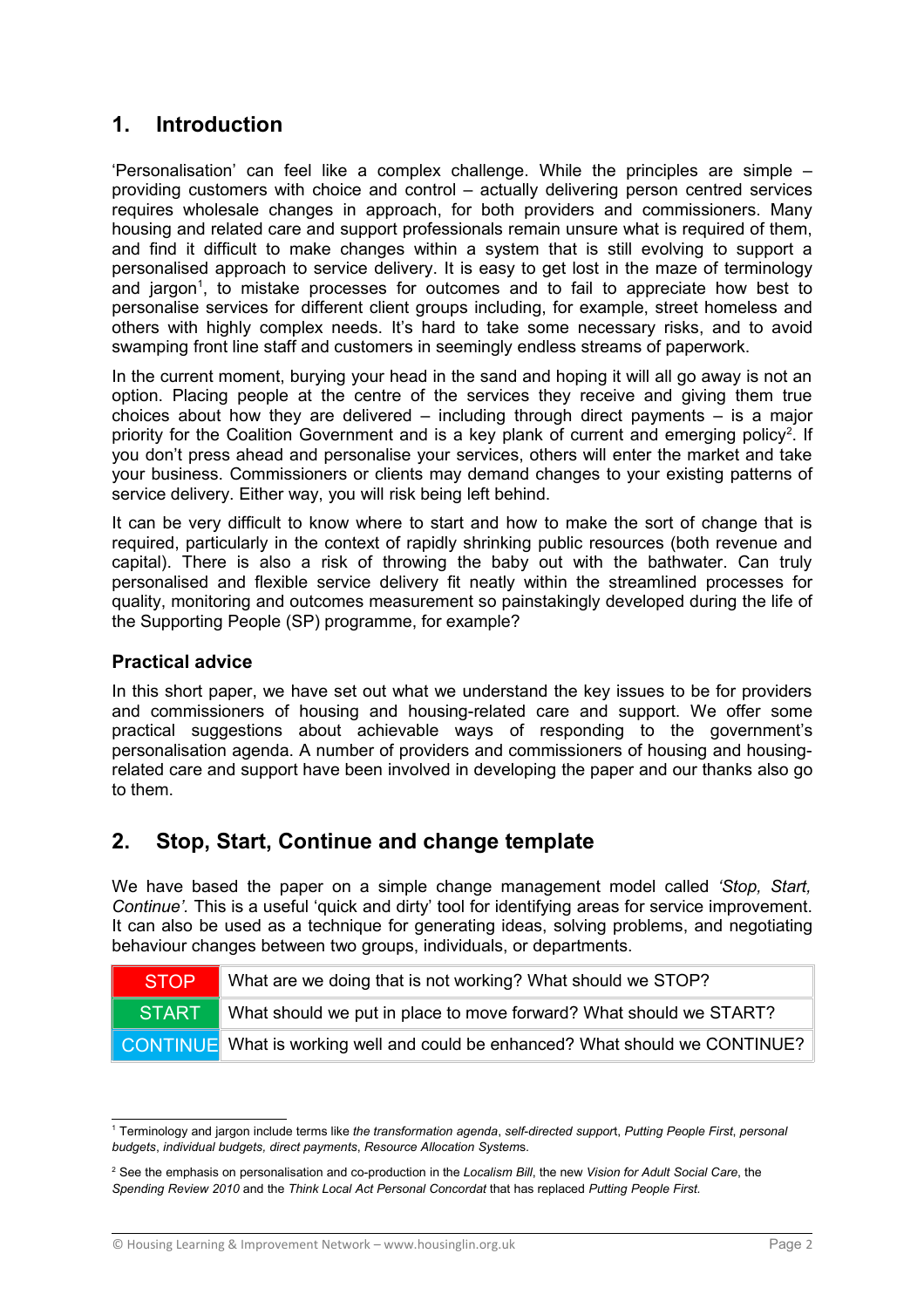## 1. Introduction

'Personalisation' can feel like a complex challenge. While the principles are simple – providing customers with choice and control – actually delivering person centred services requires wholesale changes in approach, for both providers and commissioners. Many housing and related care and support professionals remain unsure what is required of them, and find it difficult to make changes within a system that is still evolving to support a personalised approach to service delivery. It is easy to get lost in the maze of terminology and jargon[1], to mistake processes for outcomes and to fail to appreciate how best to personalise services for different client groups including, for example, street homeless and others with highly complex needs. It's hard to take some necessary risks, and to avoid swamping front line staff and customers in seemingly endless streams of paperwork.

In the current moment, burying your head in the sand and hoping it will all go away is not an option. Placing people at the centre of the services they receive and giving them true choices about how they are delivered – including through direct payments – is a major priority for the Coalition Government and is a key plank of current and emerging policy[2]. If you don't press ahead and personalise your services, others will enter the market and take your business. Commissioners or clients may demand changes to your existing patterns of service delivery. Either way, you will risk being left behind.

It can be very difficult to know where to start and how to make the sort of change that is required, particularly in the context of rapidly shrinking public resources (both revenue and capital). There is also a risk of throwing the baby out with the bathwater. Can truly personalised and flexible service delivery fit neatly within the streamlined processes for quality, monitoring and outcomes measurement so painstakingly developed during the life of the Supporting People (SP) programme, for example?

### Practical advice

In this short paper, we have set out what we understand the key issues to be for providers and commissioners of housing and housing-related care and support. We offer some practical suggestions about achievable ways of responding to the government's personalisation agenda. A number of providers and commissioners of housing and housing-related care and support have been involved in developing the paper and our thanks also go to them.

## 2. Stop, Start, Continue and change template

We have based the paper on a simple change management model called *'Stop, Start, Continue'*. This is a useful 'quick and dirty' tool for identifying areas for service improvement. It can also be used as a technique for generating ideas, solving problems, and negotiating behaviour changes between two groups, individuals, or departments.

| | |
|---|---|
| STOP | What are we doing that is not working? What should we STOP? |
| START | What should we put in place to move forward? What should we START? |
| CONTINUE | What is working well and could be enhanced? What should we CONTINUE? |

[1] Terminology and jargon include terms like *the transformation agenda*, *self-directed support*, *Putting People First*, *personal budgets*, *individual budgets, direct payments*, *Resource Allocation Systems*.

[2] See the emphasis on personalisation and co-production in the *Localism Bill*, the new *Vision for Adult Social Care*, the *Spending Review 2010* and the *Think Local Act Personal Concordat* that has replaced *Putting People First*.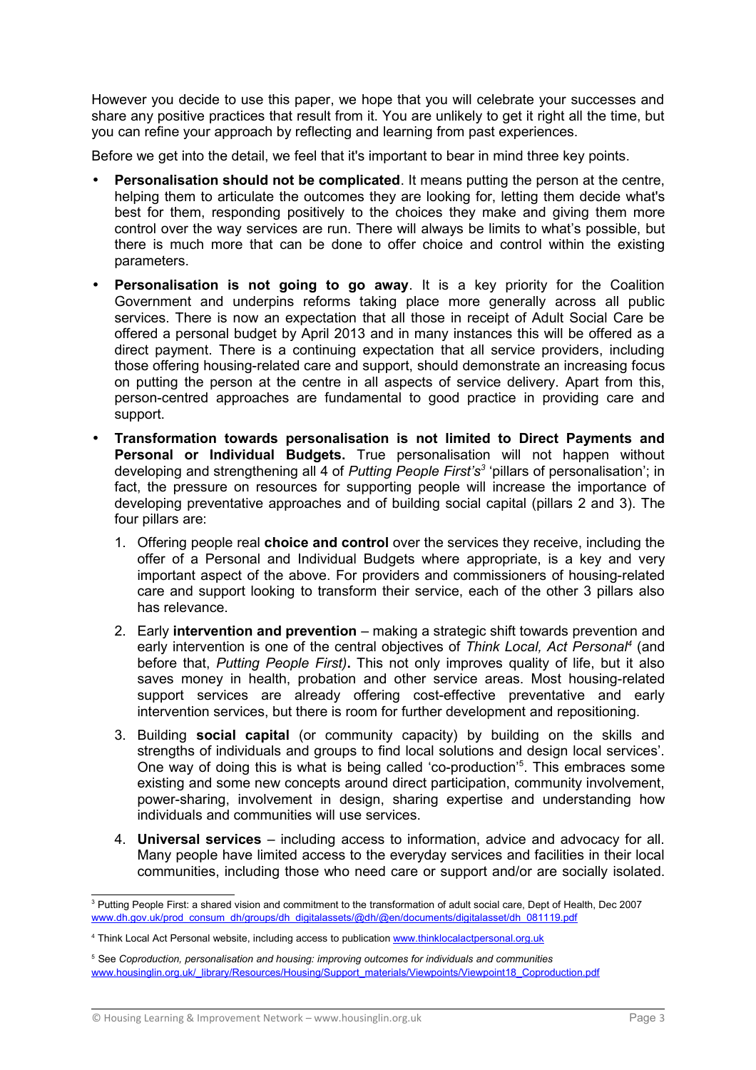However you decide to use this paper, we hope that you will celebrate your successes and share any positive practices that result from it. You are unlikely to get it right all the time, but you can refine your approach by reflecting and learning from past experiences.

Before we get into the detail, we feel that it's important to bear in mind three key points.

- **Personalisation should not be complicated**. It means putting the person at the centre, helping them to articulate the outcomes they are looking for, letting them decide what's best for them, responding positively to the choices they make and giving them more control over the way services are run. There will always be limits to what's possible, but there is much more that can be done to offer choice and control within the existing parameters.
- **Personalisation is not going to go away**. It is a key priority for the Coalition Government and underpins reforms taking place more generally across all public services. There is now an expectation that all those in receipt of Adult Social Care be offered a personal budget by April 2013 and in many instances this will be offered as a direct payment. There is a continuing expectation that all service providers, including those offering housing-related care and support, should demonstrate an increasing focus on putting the person at the centre in all aspects of service delivery. Apart from this, person-centred approaches are fundamental to good practice in providing care and support.
- **Transformation towards personalisation is not limited to Direct Payments and Personal or Individual Budgets.** True personalisation will not happen without developing and strengthening all 4 of *Putting People First's*[3] 'pillars of personalisation'; in fact, the pressure on resources for supporting people will increase the importance of developing preventative approaches and of building social capital (pillars 2 and 3). The four pillars are:
    1. Offering people real **choice and control** over the services they receive, including the offer of a Personal and Individual Budgets where appropriate, is a key and very important aspect of the above. For providers and commissioners of housing-related care and support looking to transform their service, each of the other 3 pillars also has relevance.
    2. Early **intervention and prevention** – making a strategic shift towards prevention and early intervention is one of the central objectives of *Think Local, Act Personal*[4] (and before that, *Putting People First)***.** This not only improves quality of life, but it also saves money in health, probation and other service areas. Most housing-related support services are already offering cost-effective preventative and early intervention services, but there is room for further development and repositioning.
    3. Building **social capital** (or community capacity) by building on the skills and strengths of individuals and groups to find local solutions and design local services'. One way of doing this is what is being called 'co-production'[5]. This embraces some existing and some new concepts around direct participation, community involvement, power-sharing, involvement in design, sharing expertise and understanding how individuals and communities will use services.
    4. **Universal services** – including access to information, advice and advocacy for all. Many people have limited access to the everyday services and facilities in their local communities, including those who need care or support and/or are socially isolated.

---

[3] Putting People First: a shared vision and commitment to the transformation of adult social care, Dept of Health, Dec 2007 www.dh.gov.uk/prod_consum_dh/groups/dh_digitalassets/@dh/@en/documents/digitalasset/dh_081119.pdf

[4] Think Local Act Personal website, including access to publication www.thinklocalactpersonal.org.uk

[5] See *Coproduction, personalisation and housing: improving outcomes for individuals and communities* www.housinglin.org.uk/_library/Resources/Housing/Support_materials/Viewpoints/Viewpoint18_Coproduction.pdf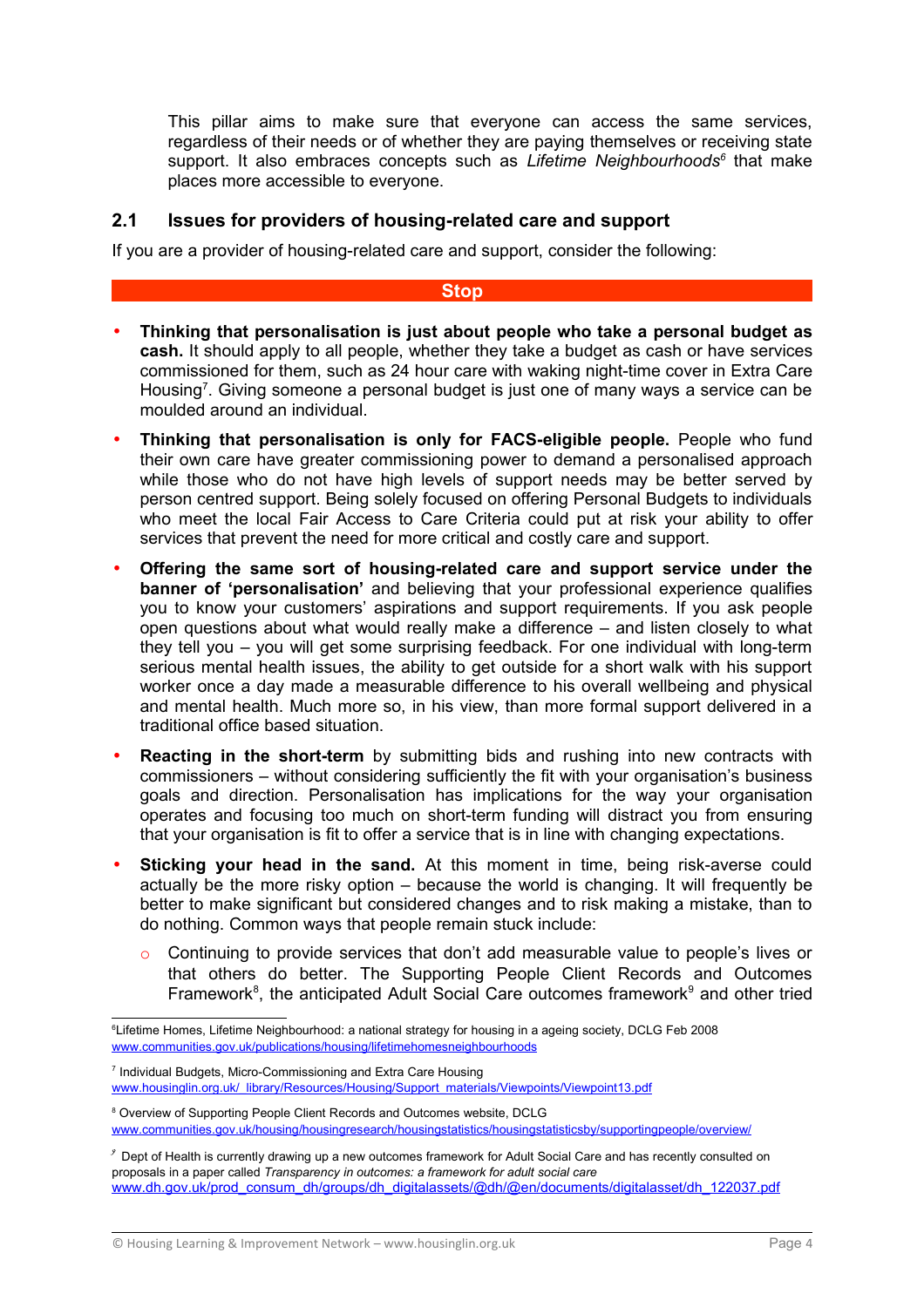This pillar aims to make sure that everyone can access the same services, regardless of their needs or of whether they are paying themselves or receiving state support. It also embraces concepts such as *Lifetime Neighbourhoods*[6] that make places more accessible to everyone.

## 2.1 Issues for providers of housing-related care and support

If you are a provider of housing-related care and support, consider the following:

**Stop**

- **Thinking that personalisation is just about people who take a personal budget as cash.** It should apply to all people, whether they take a budget as cash or have services commissioned for them, such as 24 hour care with waking night-time cover in Extra Care Housing[7]. Giving someone a personal budget is just one of many ways a service can be moulded around an individual.
- **Thinking that personalisation is only for FACS-eligible people.** People who fund their own care have greater commissioning power to demand a personalised approach while those who do not have high levels of support needs may be better served by person centred support. Being solely focused on offering Personal Budgets to individuals who meet the local Fair Access to Care Criteria could put at risk your ability to offer services that prevent the need for more critical and costly care and support.
- **Offering the same sort of housing-related care and support service under the banner of 'personalisation'** and believing that your professional experience qualifies you to know your customers' aspirations and support requirements. If you ask people open questions about what would really make a difference – and listen closely to what they tell you – you will get some surprising feedback. For one individual with long-term serious mental health issues, the ability to get outside for a short walk with his support worker once a day made a measurable difference to his overall wellbeing and physical and mental health. Much more so, in his view, than more formal support delivered in a traditional office based situation.
- **Reacting in the short-term** by submitting bids and rushing into new contracts with commissioners – without considering sufficiently the fit with your organisation's business goals and direction. Personalisation has implications for the way your organisation operates and focusing too much on short-term funding will distract you from ensuring that your organisation is fit to offer a service that is in line with changing expectations.
- **Sticking your head in the sand.** At this moment in time, being risk-averse could actually be the more risky option – because the world is changing. It will frequently be better to make significant but considered changes and to risk making a mistake, than to do nothing. Common ways that people remain stuck include:
  - Continuing to provide services that don't add measurable value to people's lives or that others do better. The Supporting People Client Records and Outcomes Framework[8], the anticipated Adult Social Care outcomes framework[9] and other tried

---

[6] Lifetime Homes, Lifetime Neighbourhood: a national strategy for housing in a ageing society, DCLG Feb 2008 www.communities.gov.uk/publications/housing/lifetimehomesneighbourhoods

[7] Individual Budgets, Micro-Commissioning and Extra Care Housing www.housinglin.org.uk/_library/Resources/Housing/Support_materials/Viewpoints/Viewpoint13.pdf

[8] Overview of Supporting People Client Records and Outcomes website, DCLG www.communities.gov.uk/housing/housingresearch/housingstatistics/housingstatisticsby/supportingpeople/overview/

[9] Dept of Health is currently drawing up a new outcomes framework for Adult Social Care and has recently consulted on proposals in a paper called *Transparency in outcomes: a framework for adult social care* www.dh.gov.uk/prod_consum_dh/groups/dh_digitalassets/@dh/@en/documents/digitalasset/dh_122037.pdf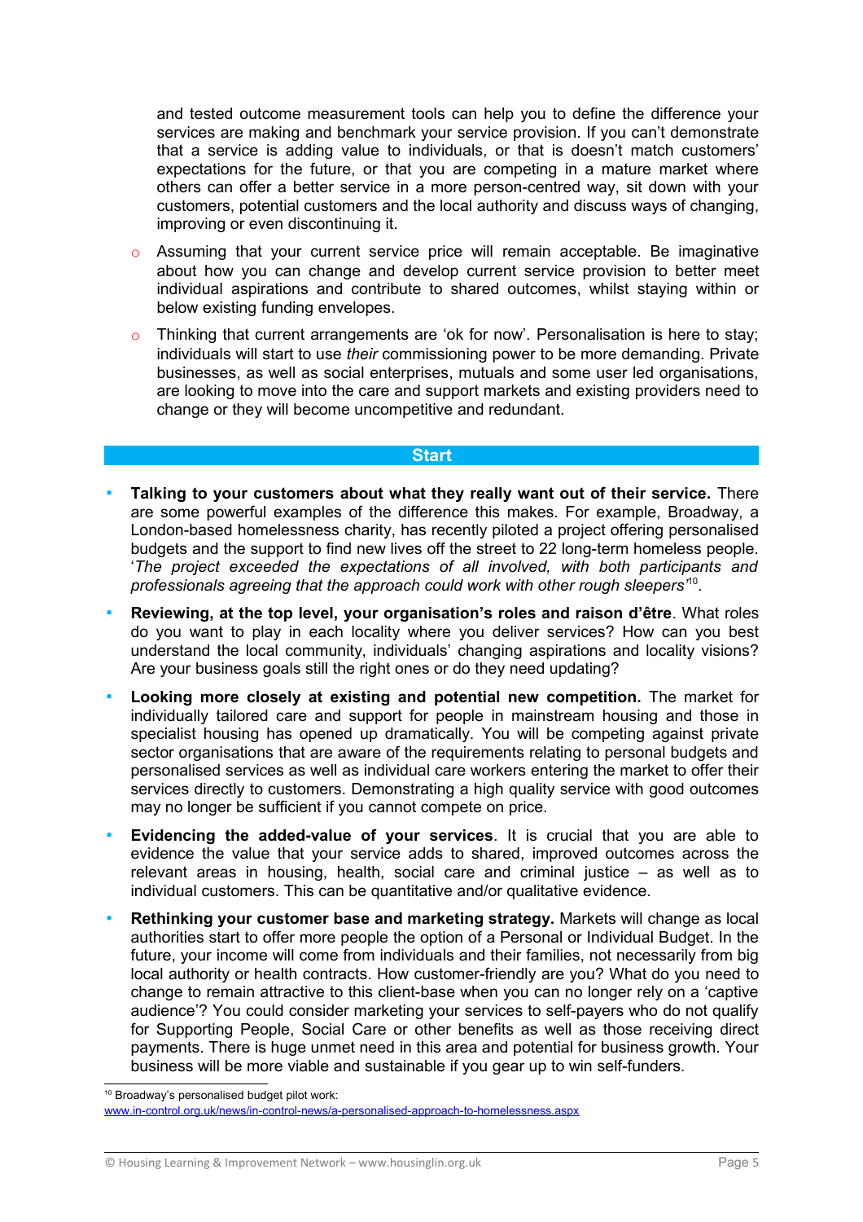and tested outcome measurement tools can help you to define the difference your services are making and benchmark your service provision. If you can't demonstrate that a service is adding value to individuals, or that is doesn't match customers' expectations for the future, or that you are competing in a mature market where others can offer a better service in a more person-centred way, sit down with your customers, potential customers and the local authority and discuss ways of changing, improving or even discontinuing it.

- Assuming that your current service price will remain acceptable. Be imaginative about how you can change and develop current service provision to better meet individual aspirations and contribute to shared outcomes, whilst staying within or below existing funding envelopes.
- Thinking that current arrangements are 'ok for now'. Personalisation is here to stay; individuals will start to use *their* commissioning power to be more demanding. Private businesses, as well as social enterprises, mutuals and some user led organisations, are looking to move into the care and support markets and existing providers need to change or they will become uncompetitive and redundant.

## Start

- **Talking to your customers about what they really want out of their service.** There are some powerful examples of the difference this makes. For example, Broadway, a London-based homelessness charity, has recently piloted a project offering personalised budgets and the support to find new lives off the street to 22 long-term homeless people. '*The project exceeded the expectations of all involved, with both participants and professionals agreeing that the approach could work with other rough sleepers*'[10].
- **Reviewing, at the top level, your organisation's roles and raison d'être**. What roles do you want to play in each locality where you deliver services? How can you best understand the local community, individuals' changing aspirations and locality visions? Are your business goals still the right ones or do they need updating?
- **Looking more closely at existing and potential new competition.** The market for individually tailored care and support for people in mainstream housing and those in specialist housing has opened up dramatically. You will be competing against private sector organisations that are aware of the requirements relating to personal budgets and personalised services as well as individual care workers entering the market to offer their services directly to customers. Demonstrating a high quality service with good outcomes may no longer be sufficient if you cannot compete on price.
- **Evidencing the added-value of your services**. It is crucial that you are able to evidence the value that your service adds to shared, improved outcomes across the relevant areas in housing, health, social care and criminal justice – as well as to individual customers. This can be quantitative and/or qualitative evidence.
- **Rethinking your customer base and marketing strategy.** Markets will change as local authorities start to offer more people the option of a Personal or Individual Budget. In the future, your income will come from individuals and their families, not necessarily from big local authority or health contracts. How customer-friendly are you? What do you need to change to remain attractive to this client-base when you can no longer rely on a 'captive audience'? You could consider marketing your services to self-payers who do not qualify for Supporting People, Social Care or other benefits as well as those receiving direct payments. There is huge unmet need in this area and potential for business growth. Your business will be more viable and sustainable if you gear up to win self-funders.

---

[10] Broadway's personalised budget pilot work: www.in-control.org.uk/news/in-control-news/a-personalised-approach-to-homelessness.aspx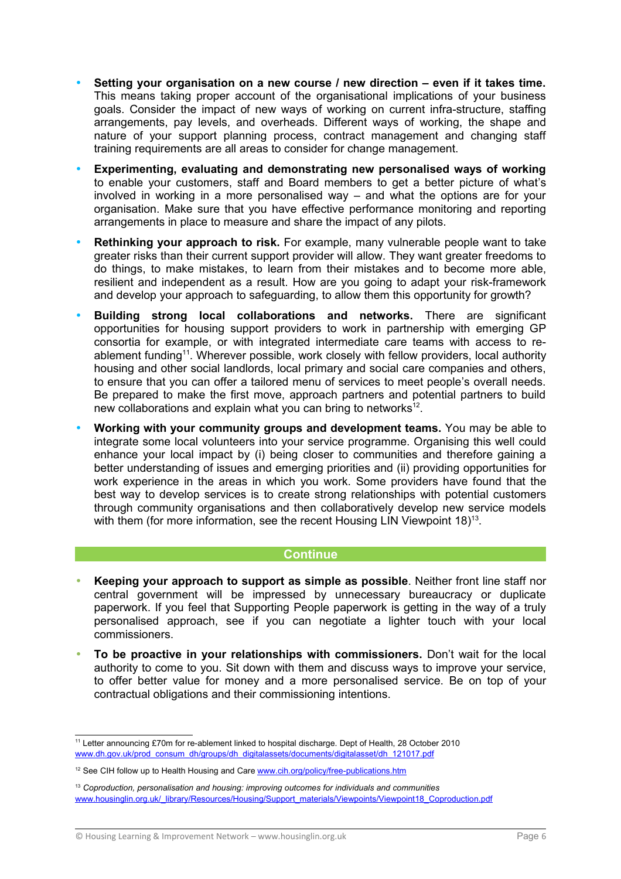- **Setting your organisation on a new course / new direction – even if it takes time.** This means taking proper account of the organisational implications of your business goals. Consider the impact of new ways of working on current infra-structure, staffing arrangements, pay levels, and overheads. Different ways of working, the shape and nature of your support planning process, contract management and changing staff training requirements are all areas to consider for change management.
- **Experimenting, evaluating and demonstrating new personalised ways of working** to enable your customers, staff and Board members to get a better picture of what's involved in working in a more personalised way – and what the options are for your organisation. Make sure that you have effective performance monitoring and reporting arrangements in place to measure and share the impact of any pilots.
- **Rethinking your approach to risk.** For example, many vulnerable people want to take greater risks than their current support provider will allow. They want greater freedoms to do things, to make mistakes, to learn from their mistakes and to become more able, resilient and independent as a result. How are you going to adapt your risk-framework and develop your approach to safeguarding, to allow them this opportunity for growth?
- **Building strong local collaborations and networks.** There are significant opportunities for housing support providers to work in partnership with emerging GP consortia for example, or with integrated intermediate care teams with access to re-ablement funding[11]. Wherever possible, work closely with fellow providers, local authority housing and other social landlords, local primary and social care companies and others, to ensure that you can offer a tailored menu of services to meet people's overall needs. Be prepared to make the first move, approach partners and potential partners to build new collaborations and explain what you can bring to networks[12].
- **Working with your community groups and development teams.** You may be able to integrate some local volunteers into your service programme. Organising this well could enhance your local impact by (i) being closer to communities and therefore gaining a better understanding of issues and emerging priorities and (ii) providing opportunities for work experience in the areas in which you work. Some providers have found that the best way to develop services is to create strong relationships with potential customers through community organisations and then collaboratively develop new service models with them (for more information, see the recent Housing LIN Viewpoint 18)[13].

**Continue**

- **Keeping your approach to support as simple as possible**. Neither front line staff nor central government will be impressed by unnecessary bureaucracy or duplicate paperwork. If you feel that Supporting People paperwork is getting in the way of a truly personalised approach, see if you can negotiate a lighter touch with your local commissioners.
- **To be proactive in your relationships with commissioners.** Don't wait for the local authority to come to you. Sit down with them and discuss ways to improve your service, to offer better value for money and a more personalised service. Be on top of your contractual obligations and their commissioning intentions.

---

[11] Letter announcing £70m for re-ablement linked to hospital discharge. Dept of Health, 28 October 2010 www.dh.gov.uk/prod_consum_dh/groups/dh_digitalassets/documents/digitalasset/dh_121017.pdf

[12] See CIH follow up to Health Housing and Care www.cih.org/policy/free-publications.htm

[13] *Coproduction, personalisation and housing: improving outcomes for individuals and communities* www.housinglin.org.uk/_library/Resources/Housing/Support_materials/Viewpoints/Viewpoint18_Coproduction.pdf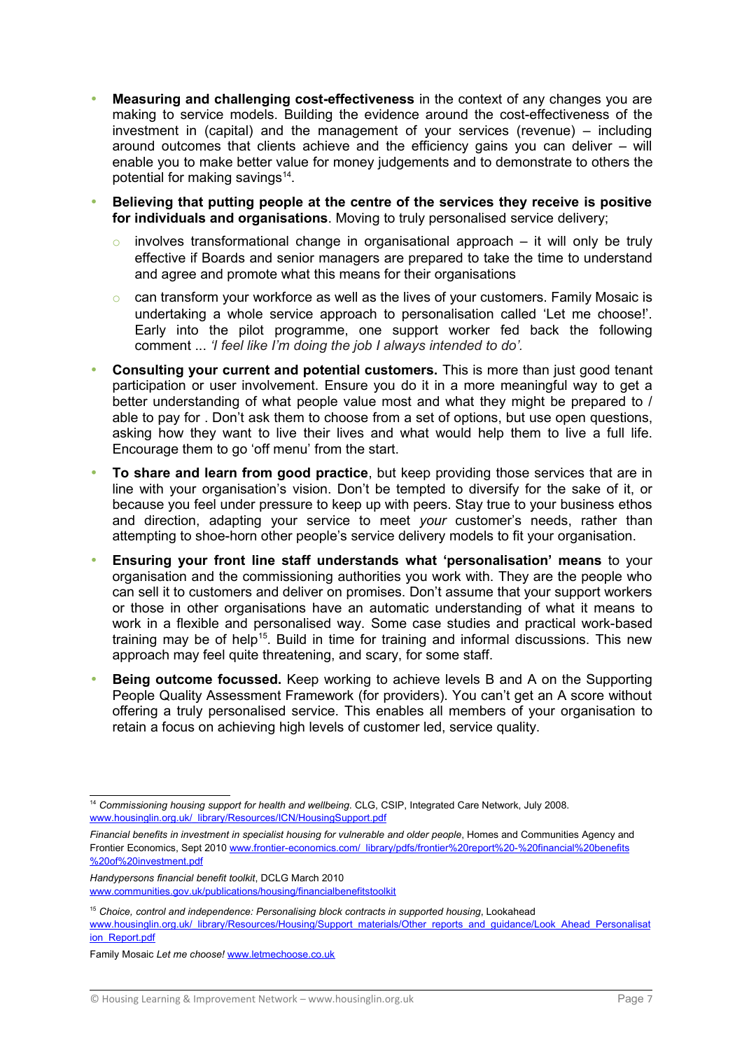- **Measuring and challenging cost-effectiveness** in the context of any changes you are making to service models. Building the evidence around the cost-effectiveness of the investment in (capital) and the management of your services (revenue) – including around outcomes that clients achieve and the efficiency gains you can deliver – will enable you to make better value for money judgements and to demonstrate to others the potential for making savings[14].

- **Believing that putting people at the centre of the services they receive is positive for individuals and organisations**. Moving to truly personalised service delivery;
    - involves transformational change in organisational approach – it will only be truly effective if Boards and senior managers are prepared to take the time to understand and agree and promote what this means for their organisations
    - can transform your workforce as well as the lives of your customers. Family Mosaic is undertaking a whole service approach to personalisation called 'Let me choose!'. Early into the pilot programme, one support worker fed back the following comment ... *'I feel like I'm doing the job I always intended to do'.*

- **Consulting your current and potential customers.** This is more than just good tenant participation or user involvement. Ensure you do it in a more meaningful way to get a better understanding of what people value most and what they might be prepared to / able to pay for . Don't ask them to choose from a set of options, but use open questions, asking how they want to live their lives and what would help them to live a full life. Encourage them to go 'off menu' from the start.

- **To share and learn from good practice**, but keep providing those services that are in line with your organisation's vision. Don't be tempted to diversify for the sake of it, or because you feel under pressure to keep up with peers. Stay true to your business ethos and direction, adapting your service to meet *your* customer's needs, rather than attempting to shoe-horn other people's service delivery models to fit your organisation.

- **Ensuring your front line staff understands what 'personalisation' means** to your organisation and the commissioning authorities you work with. They are the people who can sell it to customers and deliver on promises. Don't assume that your support workers or those in other organisations have an automatic understanding of what it means to work in a flexible and personalised way. Some case studies and practical work-based training may be of help[15]. Build in time for training and informal discussions. This new approach may feel quite threatening, and scary, for some staff.

- **Being outcome focussed.** Keep working to achieve levels B and A on the Supporting People Quality Assessment Framework (for providers). You can't get an A score without offering a truly personalised service. This enables all members of your organisation to retain a focus on achieving high levels of customer led, service quality.

---

[14] *Commissioning housing support for health and wellbeing*. CLG, CSIP, Integrated Care Network, July 2008. www.housinglin.org.uk/_library/Resources/ICN/HousingSupport.pdf

*Financial benefits in investment in specialist housing for vulnerable and older people*, Homes and Communities Agency and Frontier Economics, Sept 2010 www.frontier-economics.com/_library/pdfs/frontier%20report%20-%20financial%20benefits%20of%20investment.pdf

*Handypersons financial benefit toolkit*, DCLG March 2010 www.communities.gov.uk/publications/housing/financialbenefitstoolkit

[15] *Choice, control and independence: Personalising block contracts in supported housing*, Lookahead www.housinglin.org.uk/_library/Resources/Housing/Support_materials/Other_reports_and_guidance/Look_Ahead_Personalisation_Report.pdf

Family Mosaic *Let me choose!* www.letmechoose.co.uk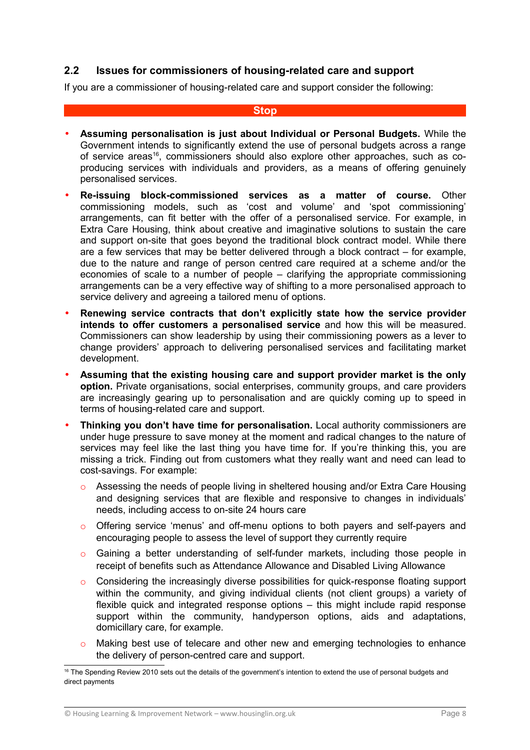## 2.2 Issues for commissioners of housing-related care and support

If you are a commissioner of housing-related care and support consider the following:

**Stop**

- **Assuming personalisation is just about Individual or Personal Budgets.** While the Government intends to significantly extend the use of personal budgets across a range of service areas[16], commissioners should also explore other approaches, such as co-producing services with individuals and providers, as a means of offering genuinely personalised services.
- **Re-issuing block-commissioned services as a matter of course.** Other commissioning models, such as 'cost and volume' and 'spot commissioning' arrangements, can fit better with the offer of a personalised service. For example, in Extra Care Housing, think about creative and imaginative solutions to sustain the care and support on-site that goes beyond the traditional block contract model. While there are a few services that may be better delivered through a block contract – for example, due to the nature and range of person centred care required at a scheme and/or the economies of scale to a number of people – clarifying the appropriate commissioning arrangements can be a very effective way of shifting to a more personalised approach to service delivery and agreeing a tailored menu of options.
- **Renewing service contracts that don't explicitly state how the service provider intends to offer customers a personalised service** and how this will be measured. Commissioners can show leadership by using their commissioning powers as a lever to change providers' approach to delivering personalised services and facilitating market development.
- **Assuming that the existing housing care and support provider market is the only option.** Private organisations, social enterprises, community groups, and care providers are increasingly gearing up to personalisation and are quickly coming up to speed in terms of housing-related care and support.
- **Thinking you don't have time for personalisation.** Local authority commissioners are under huge pressure to save money at the moment and radical changes to the nature of services may feel like the last thing you have time for. If you're thinking this, you are missing a trick. Finding out from customers what they really want and need can lead to cost-savings. For example:
  - Assessing the needs of people living in sheltered housing and/or Extra Care Housing and designing services that are flexible and responsive to changes in individuals' needs, including access to on-site 24 hours care
  - Offering service 'menus' and off-menu options to both payers and self-payers and encouraging people to assess the level of support they currently require
  - Gaining a better understanding of self-funder markets, including those people in receipt of benefits such as Attendance Allowance and Disabled Living Allowance
  - Considering the increasingly diverse possibilities for quick-response floating support within the community, and giving individual clients (not client groups) a variety of flexible quick and integrated response options – this might include rapid response support within the community, handyperson options, aids and adaptations, domicillary care, for example.
  - Making best use of telecare and other new and emerging technologies to enhance the delivery of person-centred care and support.

---

[16] The Spending Review 2010 sets out the details of the government's intention to extend the use of personal budgets and direct payments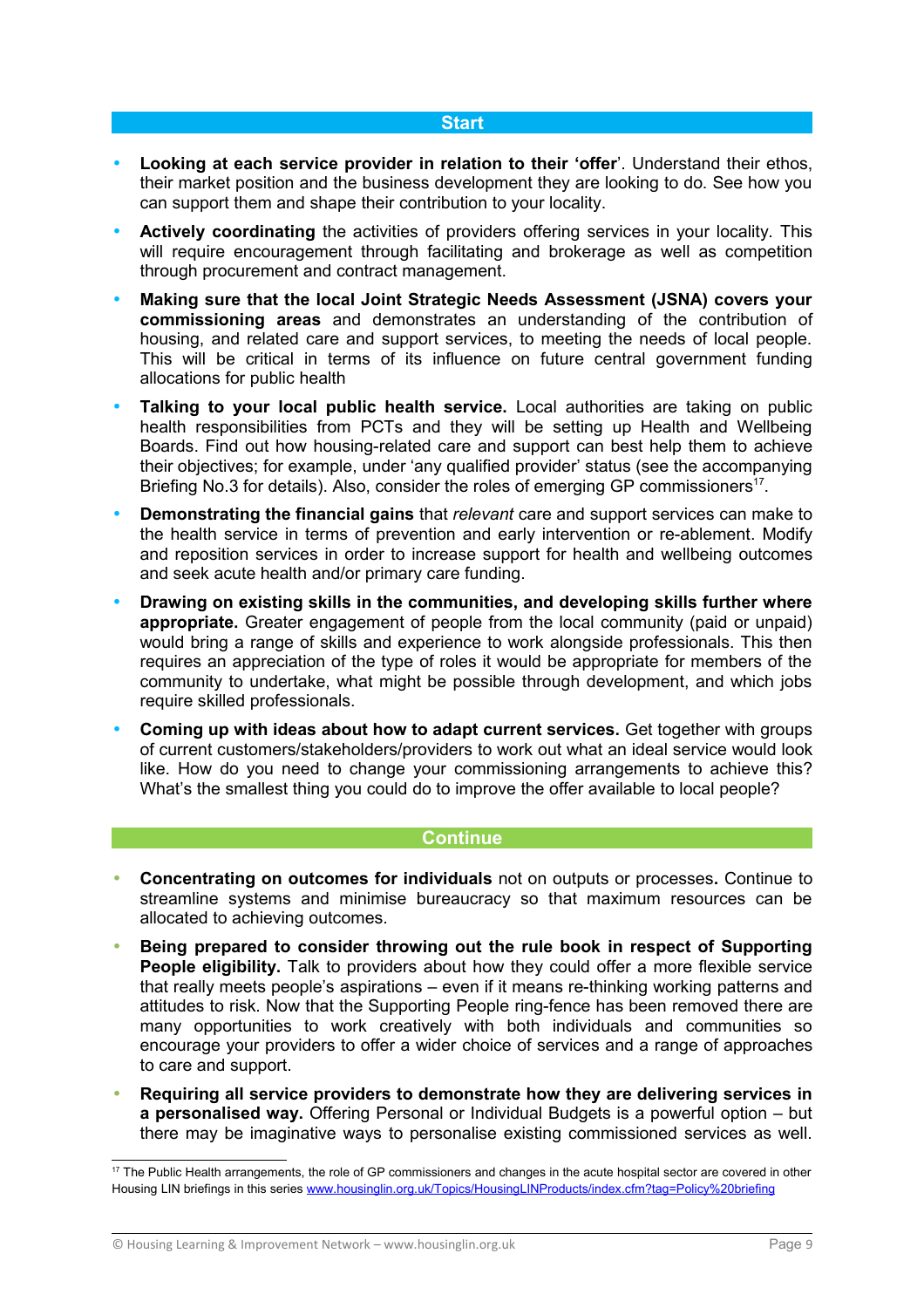## Start

- **Looking at each service provider in relation to their 'offer**'. Understand their ethos, their market position and the business development they are looking to do. See how you can support them and shape their contribution to your locality.
- **Actively coordinating** the activities of providers offering services in your locality. This will require encouragement through facilitating and brokerage as well as competition through procurement and contract management.
- **Making sure that the local Joint Strategic Needs Assessment (JSNA) covers your commissioning areas** and demonstrates an understanding of the contribution of housing, and related care and support services, to meeting the needs of local people. This will be critical in terms of its influence on future central government funding allocations for public health
- **Talking to your local public health service.** Local authorities are taking on public health responsibilities from PCTs and they will be setting up Health and Wellbeing Boards. Find out how housing-related care and support can best help them to achieve their objectives; for example, under 'any qualified provider' status (see the accompanying Briefing No.3 for details). Also, consider the roles of emerging GP commissioners[17].
- **Demonstrating the financial gains** that *relevant* care and support services can make to the health service in terms of prevention and early intervention or re-ablement. Modify and reposition services in order to increase support for health and wellbeing outcomes and seek acute health and/or primary care funding.
- **Drawing on existing skills in the communities, and developing skills further where appropriate.** Greater engagement of people from the local community (paid or unpaid) would bring a range of skills and experience to work alongside professionals. This then requires an appreciation of the type of roles it would be appropriate for members of the community to undertake, what might be possible through development, and which jobs require skilled professionals.
- **Coming up with ideas about how to adapt current services.** Get together with groups of current customers/stakeholders/providers to work out what an ideal service would look like. How do you need to change your commissioning arrangements to achieve this? What's the smallest thing you could do to improve the offer available to local people?

## Continue

- **Concentrating on outcomes for individuals** not on outputs or processes**.** Continue to streamline systems and minimise bureaucracy so that maximum resources can be allocated to achieving outcomes.
- **Being prepared to consider throwing out the rule book in respect of Supporting People eligibility.** Talk to providers about how they could offer a more flexible service that really meets people's aspirations – even if it means re-thinking working patterns and attitudes to risk. Now that the Supporting People ring-fence has been removed there are many opportunities to work creatively with both individuals and communities so encourage your providers to offer a wider choice of services and a range of approaches to care and support.
- **Requiring all service providers to demonstrate how they are delivering services in a personalised way.** Offering Personal or Individual Budgets is a powerful option – but there may be imaginative ways to personalise existing commissioned services as well.

---

[17] The Public Health arrangements, the role of GP commissioners and changes in the acute hospital sector are covered in other Housing LIN briefings in this series www.housinglin.org.uk/Topics/HousingLINProducts/index.cfm?tag=Policy%20briefing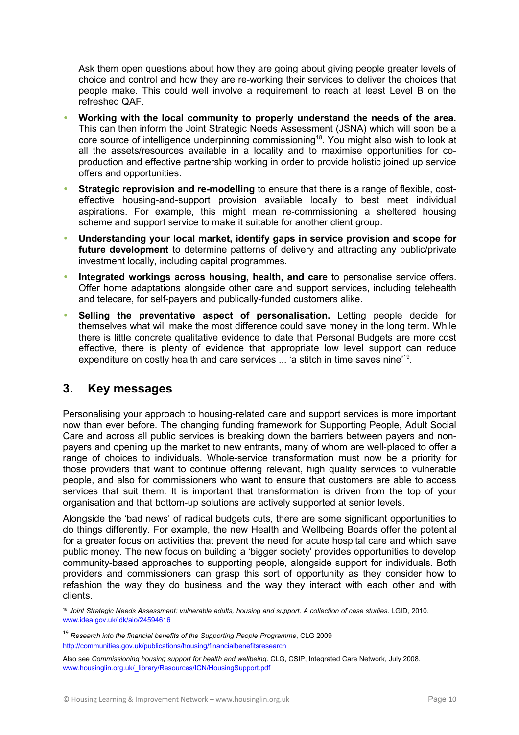Ask them open questions about how they are going about giving people greater levels of choice and control and how they are re-working their services to deliver the choices that people make. This could well involve a requirement to reach at least Level B on the refreshed QAF.

- **Working with the local community to properly understand the needs of the area.** This can then inform the Joint Strategic Needs Assessment (JSNA) which will soon be a core source of intelligence underpinning commissioning[18]. You might also wish to look at all the assets/resources available in a locality and to maximise opportunities for co-production and effective partnership working in order to provide holistic joined up service offers and opportunities.
- **Strategic reprovision and re-modelling** to ensure that there is a range of flexible, cost-effective housing-and-support provision available locally to best meet individual aspirations. For example, this might mean re-commissioning a sheltered housing scheme and support service to make it suitable for another client group.
- **Understanding your local market, identify gaps in service provision and scope for future development** to determine patterns of delivery and attracting any public/private investment locally, including capital programmes.
- **Integrated workings across housing, health, and care** to personalise service offers. Offer home adaptations alongside other care and support services, including telehealth and telecare, for self-payers and publically-funded customers alike.
- **Selling the preventative aspect of personalisation.** Letting people decide for themselves what will make the most difference could save money in the long term. While there is little concrete qualitative evidence to date that Personal Budgets are more cost effective, there is plenty of evidence that appropriate low level support can reduce expenditure on costly health and care services ... 'a stitch in time saves nine'[19].

## 3. Key messages

Personalising your approach to housing-related care and support services is more important now than ever before. The changing funding framework for Supporting People, Adult Social Care and across all public services is breaking down the barriers between payers and non-payers and opening up the market to new entrants, many of whom are well-placed to offer a range of choices to individuals. Whole-service transformation must now be a priority for those providers that want to continue offering relevant, high quality services to vulnerable people, and also for commissioners who want to ensure that customers are able to access services that suit them. It is important that transformation is driven from the top of your organisation and that bottom-up solutions are actively supported at senior levels.

Alongside the 'bad news' of radical budgets cuts, there are some significant opportunities to do things differently. For example, the new Health and Wellbeing Boards offer the potential for a greater focus on activities that prevent the need for acute hospital care and which save public money. The new focus on building a 'bigger society' provides opportunities to develop community-based approaches to supporting people, alongside support for individuals. Both providers and commissioners can grasp this sort of opportunity as they consider how to refashion the way they do business and the way they interact with each other and with clients.

---

[18] *Joint Strategic Needs Assessment: vulnerable adults, housing and support. A collection of case studies*. LGID, 2010. www.idea.gov.uk/idk/aio/24594616

[19] *Research into the financial benefits of the Supporting People Programme*, CLG 2009 http://communities.gov.uk/publications/housing/financialbenefitsresearch

Also see *Commissioning housing support for health and wellbeing*. CLG, CSIP, Integrated Care Network, July 2008. www.housinglin.org.uk/_library/Resources/ICN/HousingSupport.pdf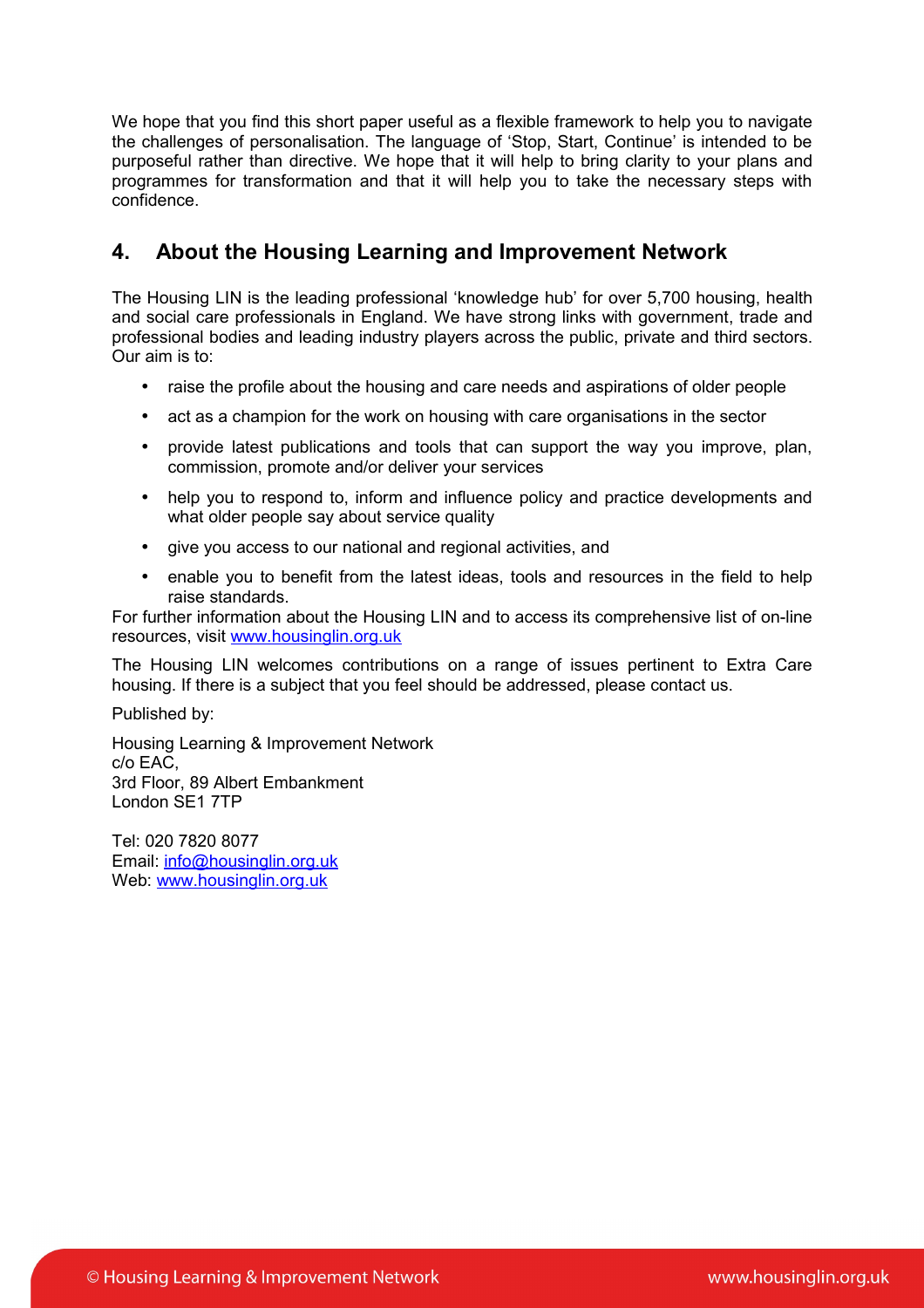We hope that you find this short paper useful as a flexible framework to help you to navigate the challenges of personalisation. The language of 'Stop, Start, Continue' is intended to be purposeful rather than directive. We hope that it will help to bring clarity to your plans and programmes for transformation and that it will help you to take the necessary steps with confidence.

## 4. About the Housing Learning and Improvement Network

The Housing LIN is the leading professional 'knowledge hub' for over 5,700 housing, health and social care professionals in England. We have strong links with government, trade and professional bodies and leading industry players across the public, private and third sectors. Our aim is to:

- raise the profile about the housing and care needs and aspirations of older people
- act as a champion for the work on housing with care organisations in the sector
- provide latest publications and tools that can support the way you improve, plan, commission, promote and/or deliver your services
- help you to respond to, inform and influence policy and practice developments and what older people say about service quality
- give you access to our national and regional activities, and
- enable you to benefit from the latest ideas, tools and resources in the field to help raise standards.

For further information about the Housing LIN and to access its comprehensive list of on-line resources, visit www.housinglin.org.uk

The Housing LIN welcomes contributions on a range of issues pertinent to Extra Care housing. If there is a subject that you feel should be addressed, please contact us.

Published by:

Housing Learning & Improvement Network
c/o EAC,
3rd Floor, 89 Albert Embankment
London SE1 7TP

Tel: 020 7820 8077
Email: info@housinglin.org.uk
Web: www.housinglin.org.uk